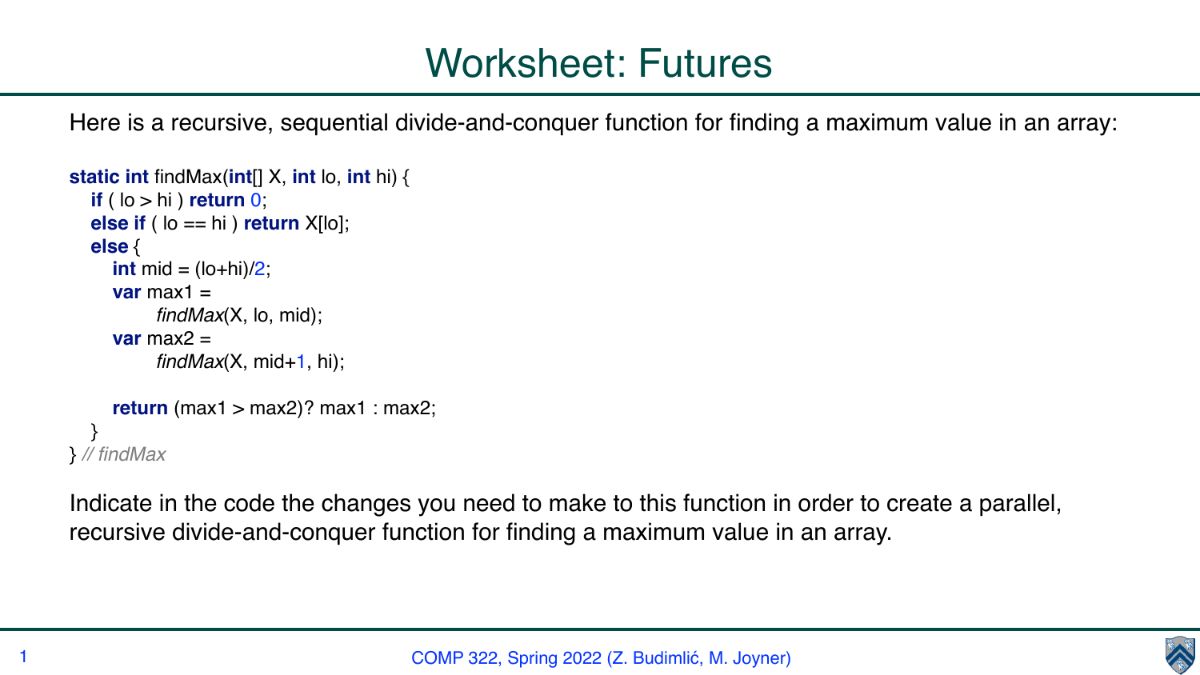# Worksheet: Futures

Here is a recursive, sequential divide-and-conquer function for finding a maximum value in an array:

```
static int findMax(int[] X, int lo, int hi) {
  if ( lo > hi ) return 0;
  else if ( lo == hi ) return X[lo];
  else {
    int mid = (lo+hi)/2;
    var max1 =
          findMax(X, lo, mid);
    var max2 =
          findMax(X, mid+1, hi);

    return (max1 > max2)? max1 : max2;
  }
} // findMax
```

Indicate in the code the changes you need to make to this function in order to create a parallel, recursive divide-and-conquer function for finding a maximum value in an array.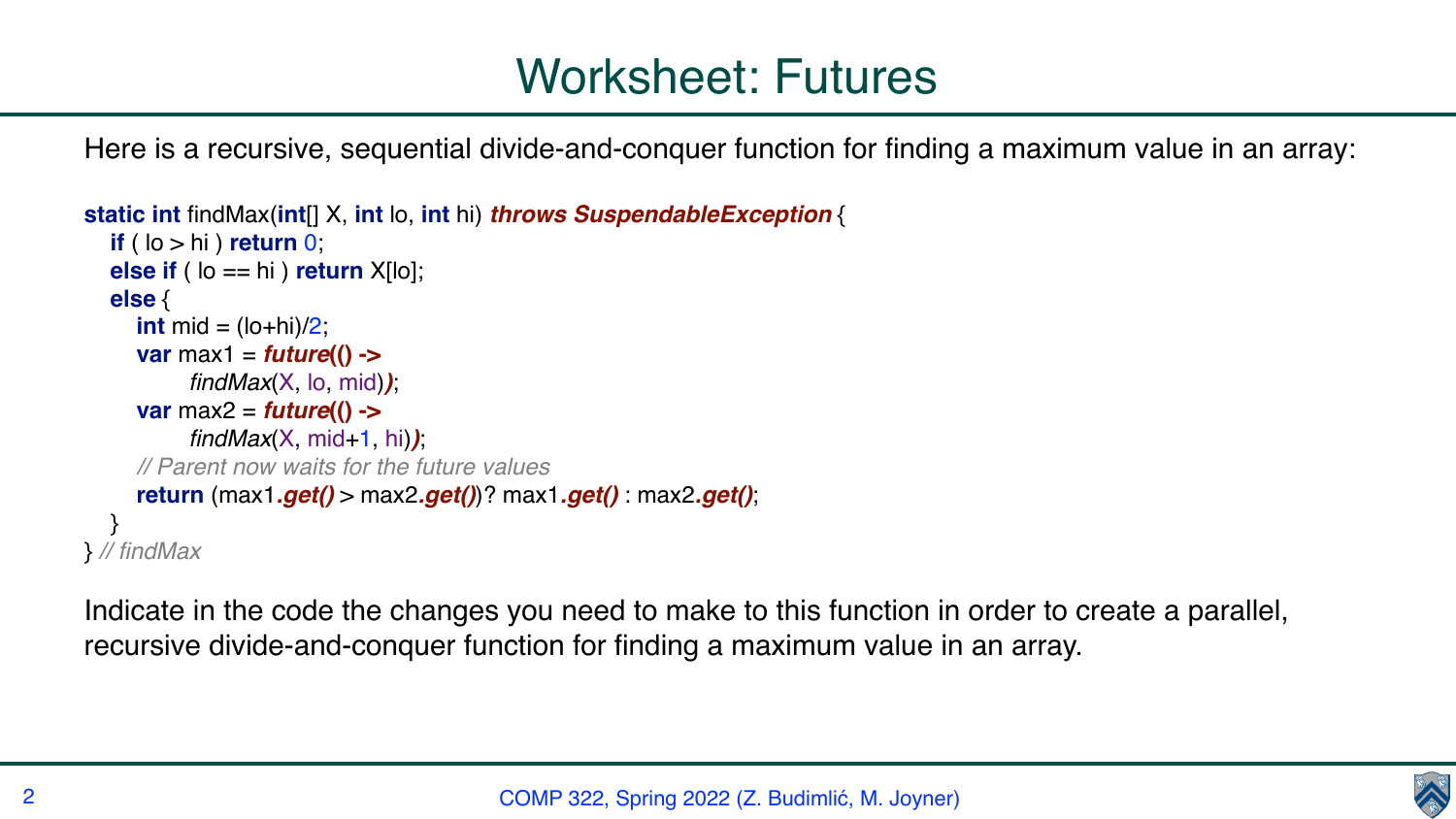# Worksheet: Futures

Here is a recursive, sequential divide-and-conquer function for finding a maximum value in an array:

```
static int findMax(int[] X, int lo, int hi) throws SuspendableException {
   if ( lo > hi ) return 0;
   else if ( lo == hi ) return X[lo];
   else {
      int mid = (lo+hi)/2;
      var max1 = future(() ->
            findMax(X, lo, mid));
      var max2 = future(() ->
            findMax(X, mid+1, hi));
      // Parent now waits for the future values
      return (max1.get() > max2.get())? max1.get() : max2.get();
   }
} // findMax
```

Indicate in the code the changes you need to make to this function in order to create a parallel, recursive divide-and-conquer function for finding a maximum value in an array.